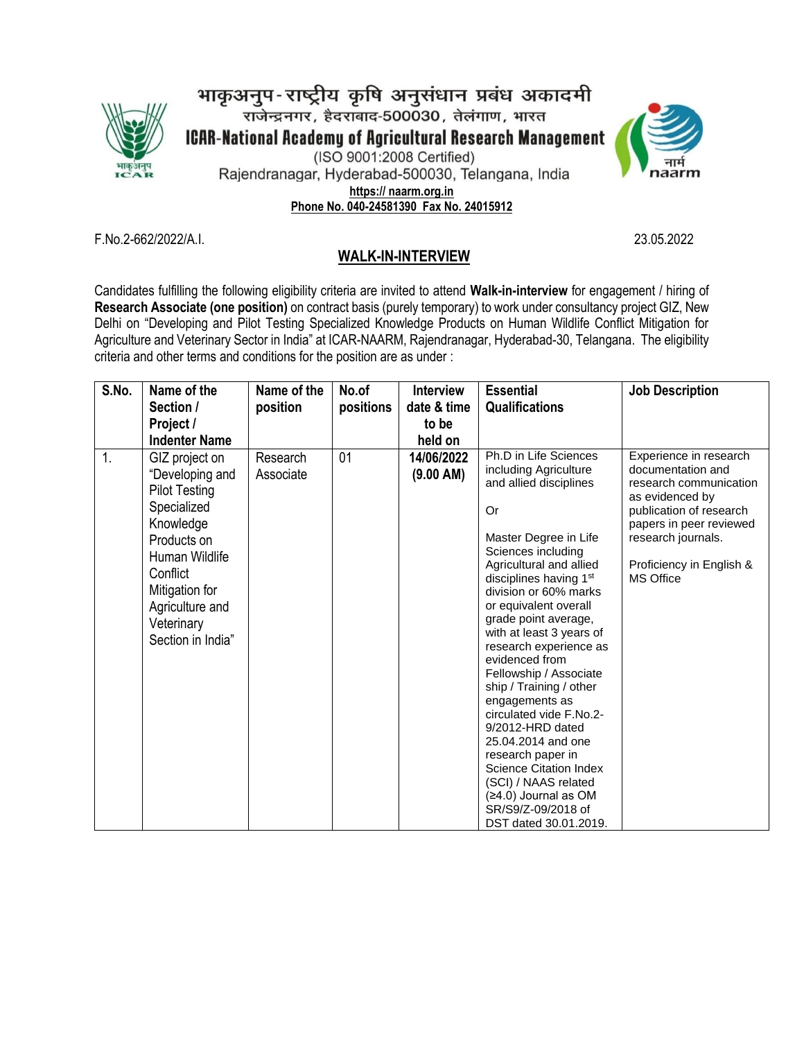# भाकृअनुप-राष्ट्रीय कृषि अनुसंधान प्रबंध अकादमी

राजेन्द्रनगर, हैदराबाद-500030, तेलंगाण, भारत

## ICAR-National Academy of Agricultural Research Management

(ISO 9001:2008 Certified)

Rajendranagar, Hyderabad-500030, Telangana, India

https:// naarm.org.in

Phone No. 040-24581390 Fax No. 24015912

F.No.2-662/2022/A.I. 23.05.2022

## WALK-IN-INTERVIEW

Candidates fulfilling the following eligibility criteria are invited to attend **Walk-in-interview** for engagement / hiring of **Research Associate (one position)** on contract basis (purely temporary) to work under consultancy project GIZ, New Delhi on "Developing and Pilot Testing Specialized Knowledge Products on Human Wildlife Conflict Mitigation for Agriculture and Veterinary Sector in India" at ICAR-NAARM, Rajendranagar, Hyderabad-30, Telangana. The eligibility criteria and other terms and conditions for the position are as under :

| S.No. | Name of the Section / Project / Indenter Name | Name of the position | No.of positions | Interview date & time to be held on | Essential Qualifications | Job Description |
|---|---|---|---|---|---|---|
| 1. | GIZ project on "Developing and Pilot Testing Specialized Knowledge Products on Human Wildlife Conflict Mitigation for Agriculture and Veterinary Section in India" | Research Associate | 01 | **14/06/2022 (9.00 AM)** | Ph.D in Life Sciences including Agriculture and allied disciplines<br><br>Or<br><br>Master Degree in Life Sciences including Agricultural and allied disciplines having 1st division or 60% marks or equivalent overall grade point average, with at least 3 years of research experience as evidenced from Fellowship / Associate ship / Training / other engagements as circulated vide F.No.2-9/2012-HRD dated 25.04.2014 and one research paper in Science Citation Index (SCI) / NAAS related (≥4.0) Journal as OM SR/S9/Z-09/2018 of DST dated 30.01.2019. | Experience in research documentation and research communication as evidenced by publication of research papers in peer reviewed research journals.<br><br>Proficiency in English & MS Office |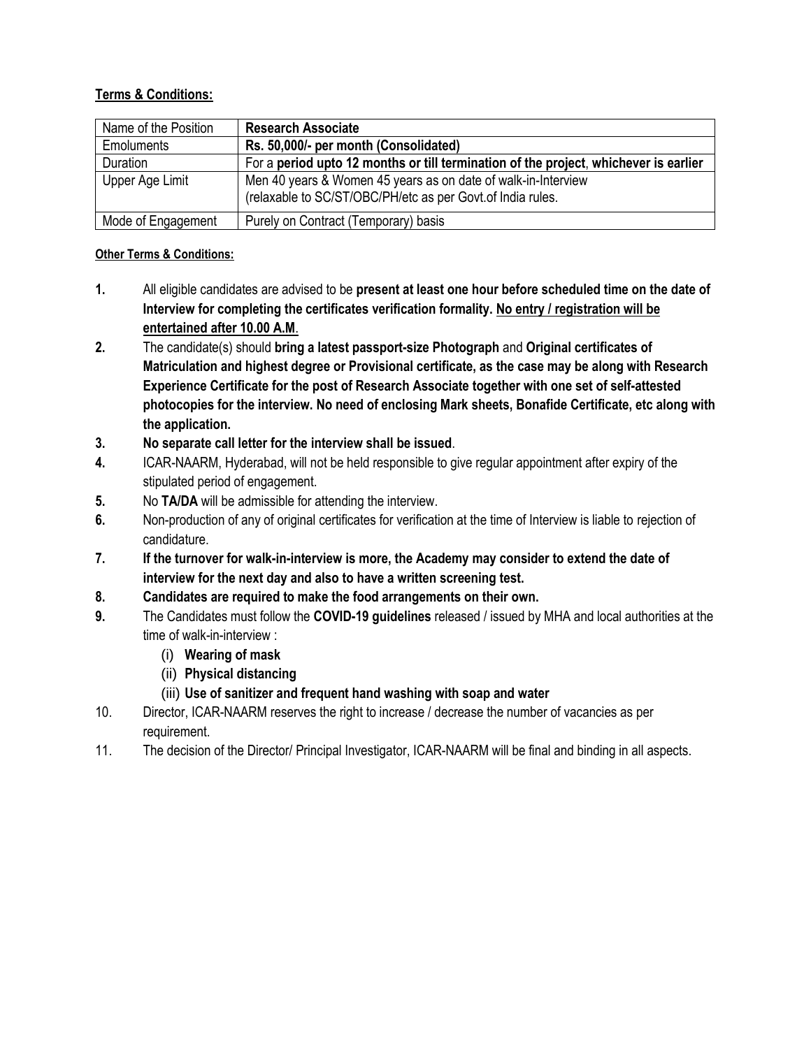**Terms & Conditions:**

| Name of the Position | **Research Associate** |
|---|---|
| Emoluments | **Rs. 50,000/- per month (Consolidated)** |
| Duration | For a **period upto 12 months or till termination of the project**, **whichever is earlier** |
| Upper Age Limit | Men 40 years & Women 45 years as on date of walk-in-Interview (relaxable to SC/ST/OBC/PH/etc as per Govt.of India rules. |
| Mode of Engagement | Purely on Contract (Temporary) basis |

**Other Terms & Conditions:**

1. All eligible candidates are advised to be **present at least one hour before scheduled time on the date of Interview for completing the certificates verification formality. No entry / registration will be entertained after 10.00 A.M**.
2. The candidate(s) should **bring a latest passport-size Photograph** and **Original certificates of Matriculation and highest degree or Provisional certificate, as the case may be along with Research Experience Certificate for the post of Research Associate together with one set of self-attested photocopies for the interview. No need of enclosing Mark sheets, Bonafide Certificate, etc along with the application.**
3. **No separate call letter for the interview shall be issued**.
4. ICAR-NAARM, Hyderabad, will not be held responsible to give regular appointment after expiry of the stipulated period of engagement.
5. No **TA/DA** will be admissible for attending the interview.
6. Non-production of any of original certificates for verification at the time of Interview is liable to rejection of candidature.
7. **If the turnover for walk-in-interview is more, the Academy may consider to extend the date of interview for the next day and also to have a written screening test.**
8. **Candidates are required to make the food arrangements on their own.**
9. The Candidates must follow the **COVID-19 guidelines** released / issued by MHA and local authorities at the time of walk-in-interview :
   (i) **Wearing of mask**
   (ii) **Physical distancing**
   (iii) **Use of sanitizer and frequent hand washing with soap and water**
10. Director, ICAR-NAARM reserves the right to increase / decrease the number of vacancies as per requirement.
11. The decision of the Director/ Principal Investigator, ICAR-NAARM will be final and binding in all aspects.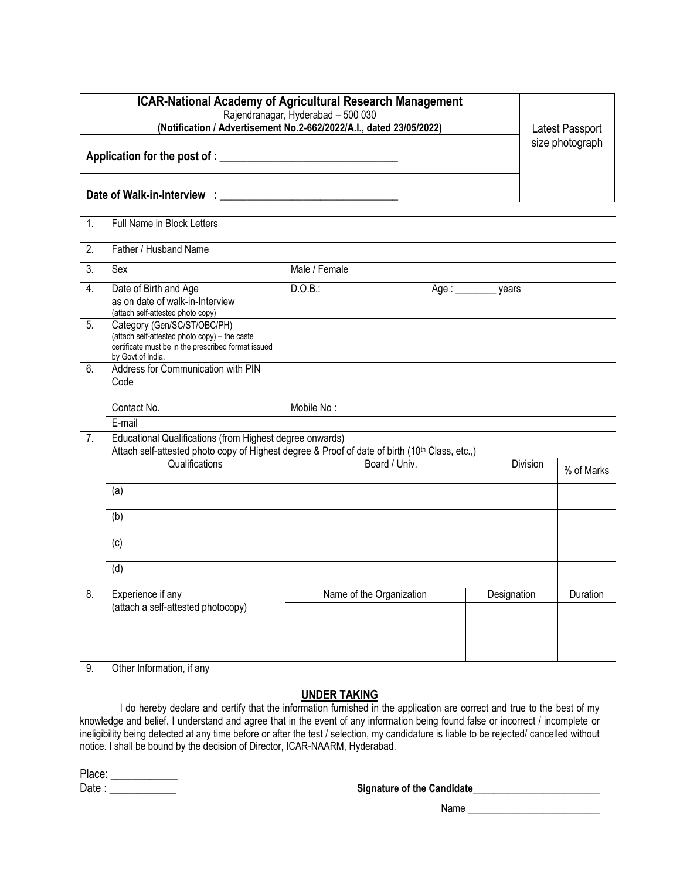| ICAR-National Academy of Agricultural Research Management<br>Rajendranagar, Hyderabad – 500 030<br>(Notification / Advertisement No.2-662/2022/A.I., dated 23/05/2022) | Latest Passport size photograph |
|---|---|
| **Application for the post of :** _______________________________ | |
| **Date of Walk-in-Interview :** _______________________________ | |

| | | | | | |
|---|---|---|---|---|---|
| 1. | Full Name in Block Letters | | | | |
| 2. | Father / Husband Name | | | | |
| 3. | Sex | Male / Female | | | |
| 4. | Date of Birth and Age as on date of walk-in-Interview (attach self-attested photo copy) | D.O.B.: Age : ________ years | | | |
| 5. | Category (Gen/SC/ST/OBC/PH) (attach self-attested photo copy) – the caste certificate must be in the prescribed format issued by Govt.of India. | | | | |
| 6. | Address for Communication with PIN Code | | | | |
| | Contact No. | Mobile No : | | | |
| | E-mail | | | | |
| 7. | Educational Qualifications (from Highest degree onwards)<br>Attach self-attested photo copy of Highest degree & Proof of date of birth (10th Class, etc.,) | | | | |
| | Qualifications | Board / Univ. | | Division | % of Marks |
| | (a) | | | | |
| | (b) | | | | |
| | (c) | | | | |
| | (d) | | | | |
| 8. | Experience if any (attach a self-attested photocopy) | Name of the Organization | Designation | | Duration |
| | | | | | |
| | | | | | |
| | | | | | |
| 9. | Other Information, if any | | | | |

**UNDER TAKING**

I do hereby declare and certify that the information furnished in the application are correct and true to the best of my knowledge and belief. I understand and agree that in the event of any information being found false or incorrect / incomplete or ineligibility being detected at any time before or after the test / selection, my candidature is liable to be rejected/ cancelled without notice. I shall be bound by the decision of Director, ICAR-NAARM, Hyderabad.

Place: ____________

Date : ____________

**Signature of the Candidate**________________________

Name _________________________